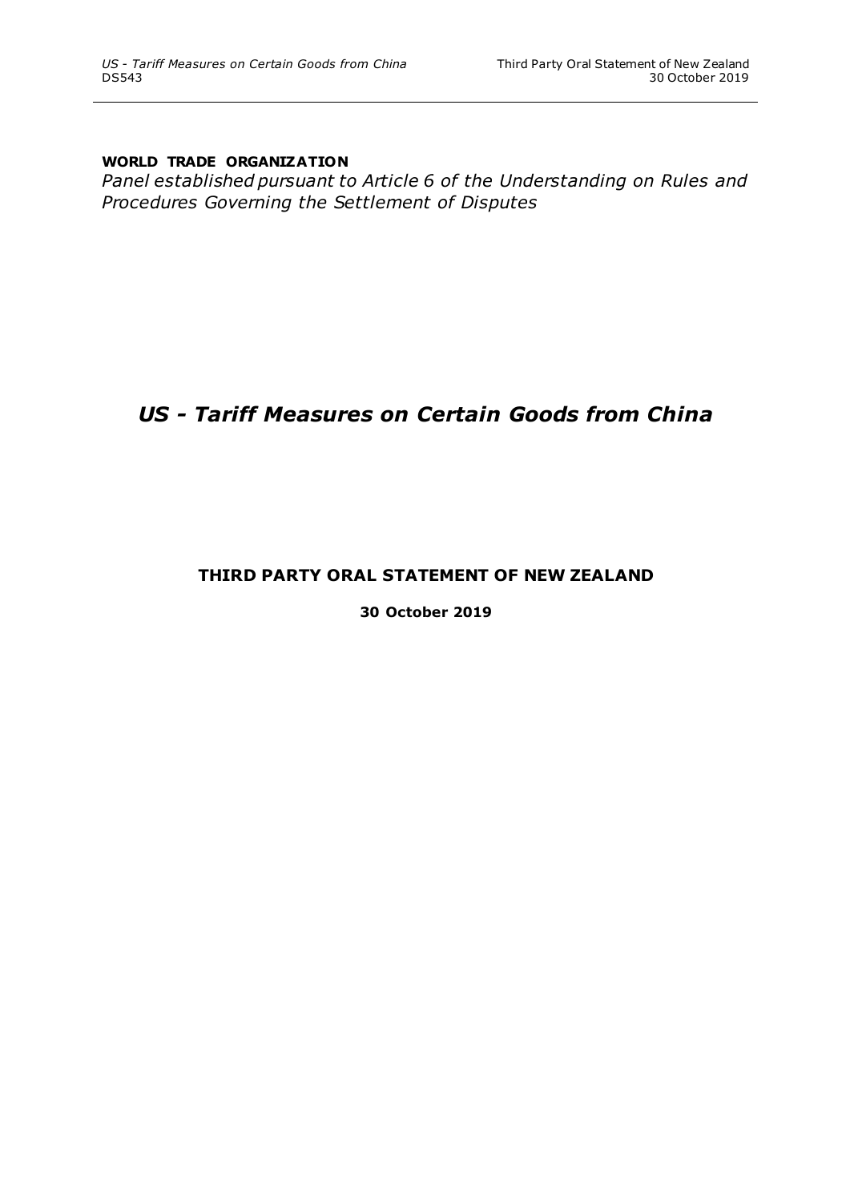**WORLD TRADE ORGANIZATION**

*Panel established pursuant to Article 6 of the Understanding on Rules and Procedures Governing the Settlement of Disputes*

# *US - Tariff Measures on Certain Goods from China*

## THIRD PARTY ORAL STATEMENT OF NEW ZEALAND

**30 October 2019**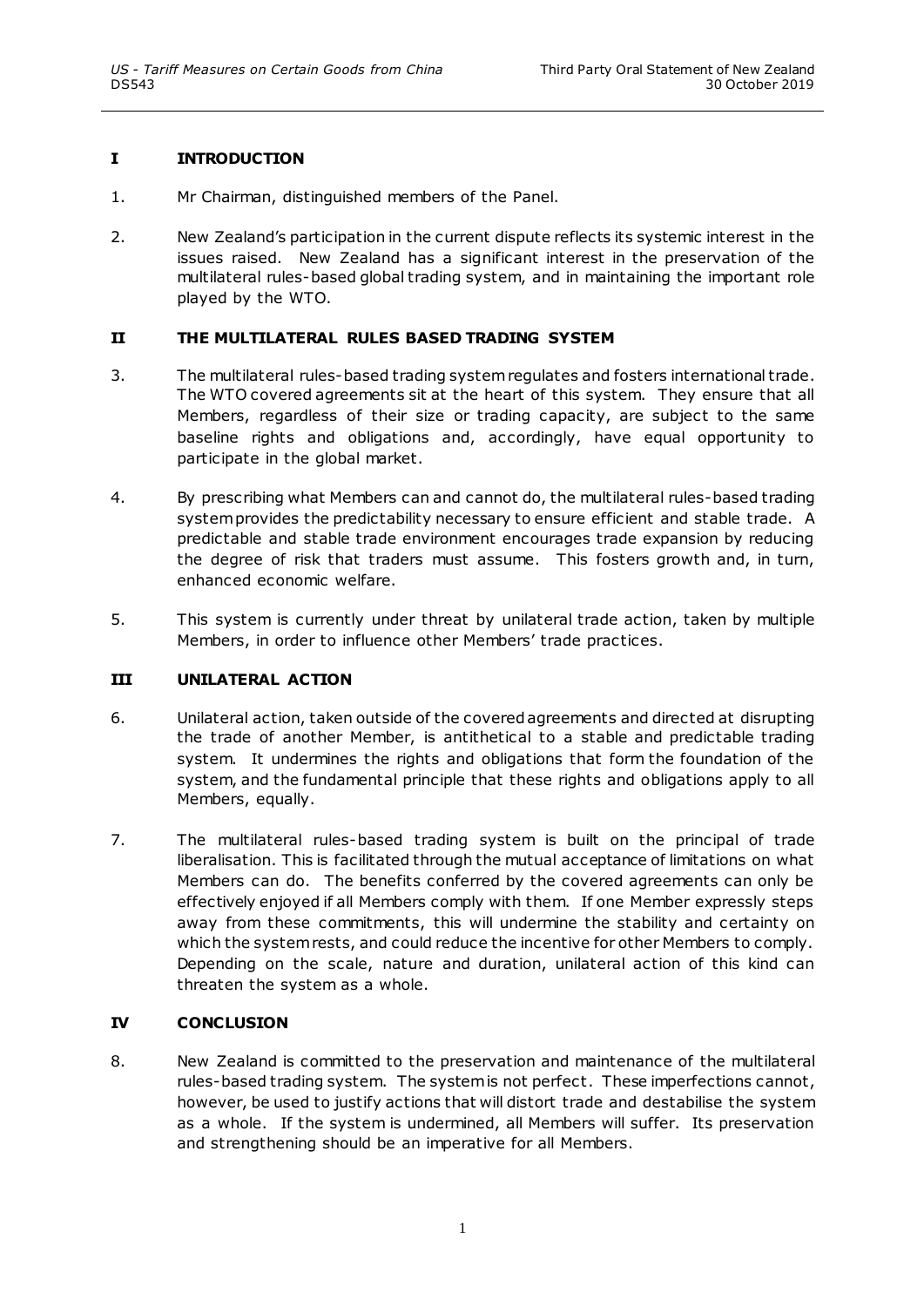## I INTRODUCTION

1. Mr Chairman, distinguished members of the Panel.

2. New Zealand's participation in the current dispute reflects its systemic interest in the issues raised. New Zealand has a significant interest in the preservation of the multilateral rules-based global trading system, and in maintaining the important role played by the WTO.

## II THE MULTILATERAL RULES BASED TRADING SYSTEM

3. The multilateral rules-based trading system regulates and fosters international trade. The WTO covered agreements sit at the heart of this system. They ensure that all Members, regardless of their size or trading capacity, are subject to the same baseline rights and obligations and, accordingly, have equal opportunity to participate in the global market.

4. By prescribing what Members can and cannot do, the multilateral rules-based trading system provides the predictability necessary to ensure efficient and stable trade. A predictable and stable trade environment encourages trade expansion by reducing the degree of risk that traders must assume. This fosters growth and, in turn, enhanced economic welfare.

5. This system is currently under threat by unilateral trade action, taken by multiple Members, in order to influence other Members' trade practices.

## III UNILATERAL ACTION

6. Unilateral action, taken outside of the covered agreements and directed at disrupting the trade of another Member, is antithetical to a stable and predictable trading system. It undermines the rights and obligations that form the foundation of the system, and the fundamental principle that these rights and obligations apply to all Members, equally.

7. The multilateral rules-based trading system is built on the principal of trade liberalisation. This is facilitated through the mutual acceptance of limitations on what Members can do. The benefits conferred by the covered agreements can only be effectively enjoyed if all Members comply with them. If one Member expressly steps away from these commitments, this will undermine the stability and certainty on which the system rests, and could reduce the incentive for other Members to comply. Depending on the scale, nature and duration, unilateral action of this kind can threaten the system as a whole.

## IV CONCLUSION

8. New Zealand is committed to the preservation and maintenance of the multilateral rules-based trading system. The system is not perfect. These imperfections cannot, however, be used to justify actions that will distort trade and destabilise the system as a whole. If the system is undermined, all Members will suffer. Its preservation and strengthening should be an imperative for all Members.